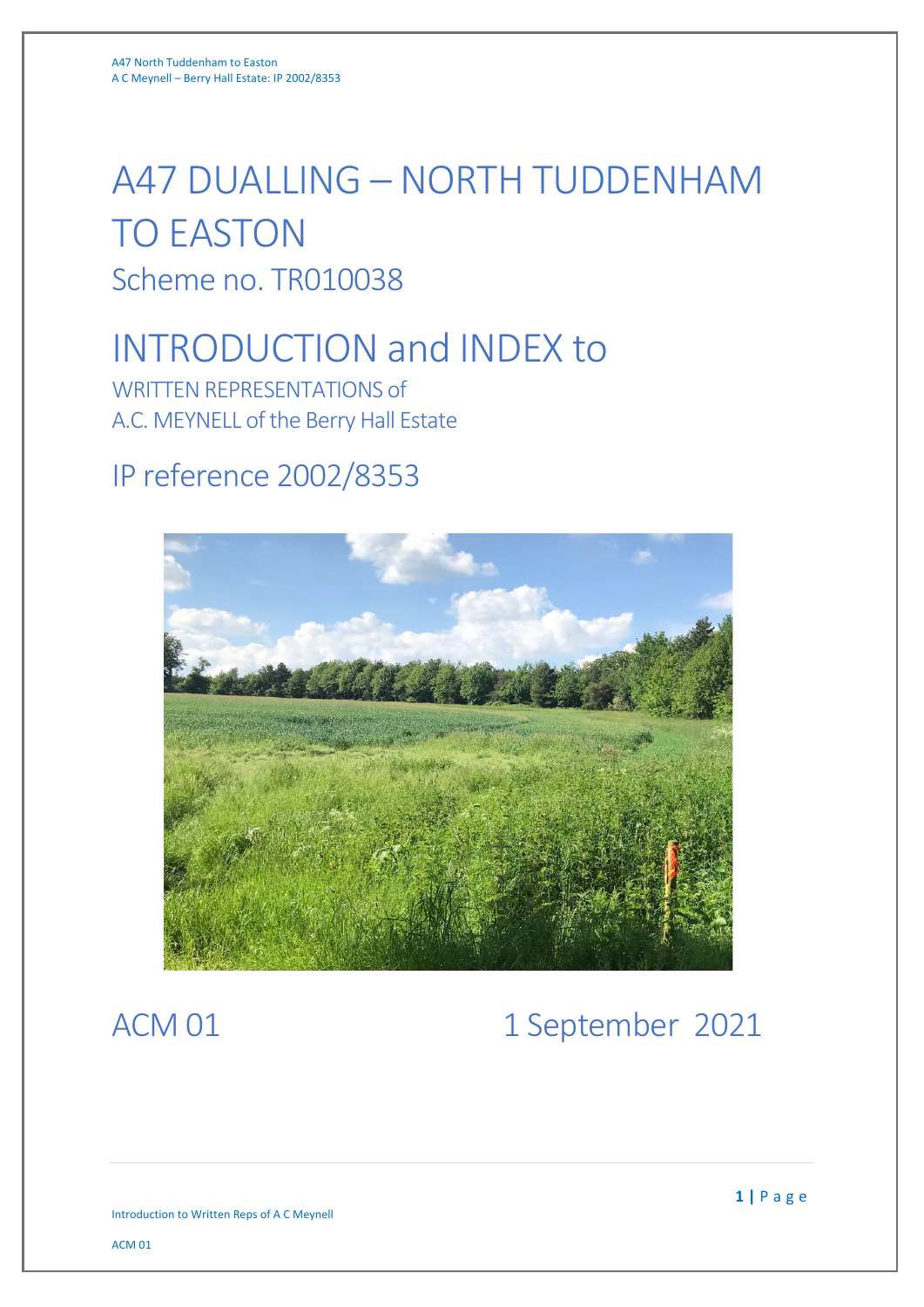# A47 DUALLING – NORTH TUDDENHAM TO EASTON

## Scheme no. TR010038

# INTRODUCTION and INDEX to

WRITTEN REPRESENTATIONS of
A.C. MEYNELL of the Berry Hall Estate

## IP reference 2002/8353

ACM 01 — 1 September 2021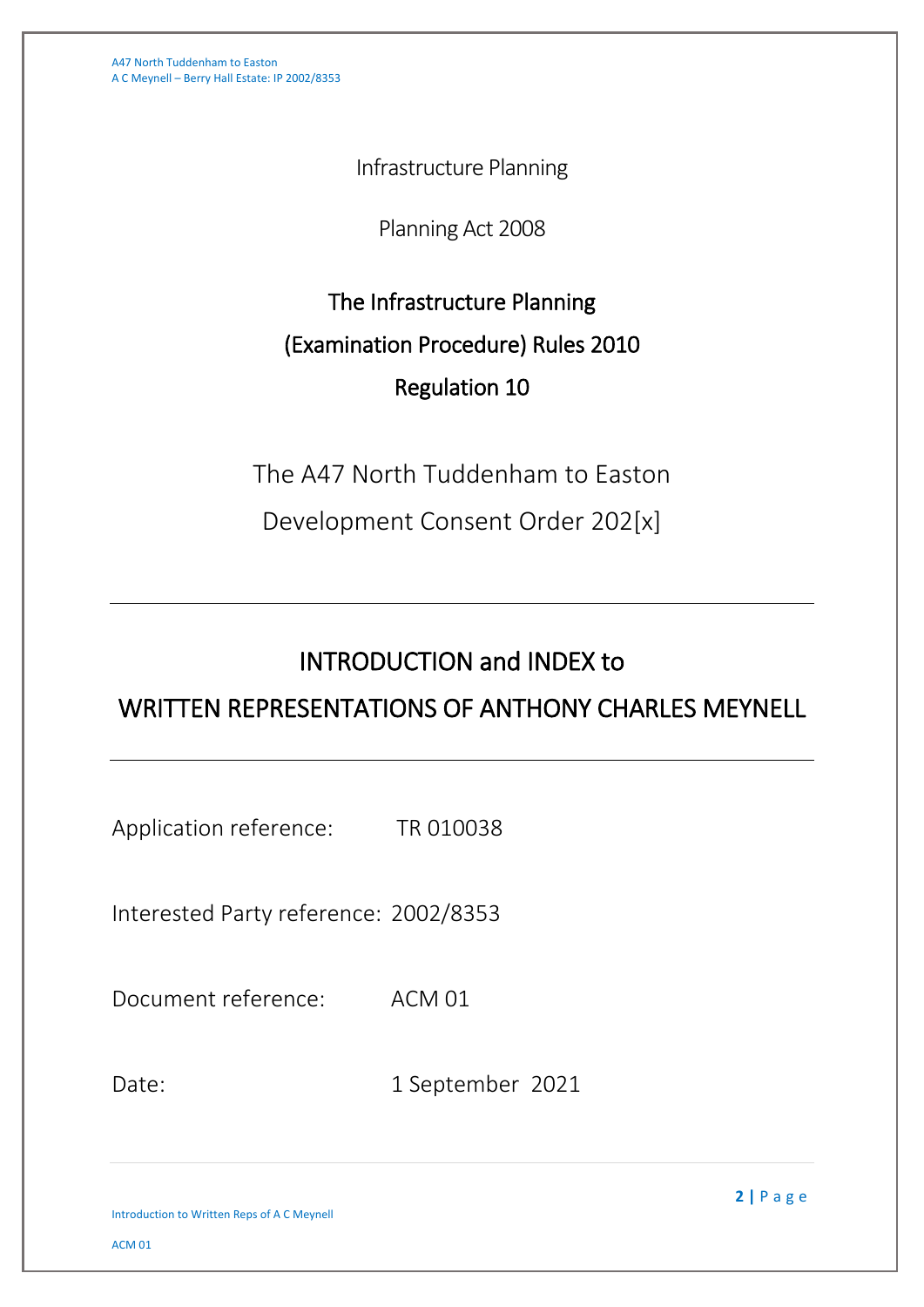Infrastructure Planning

Planning Act 2008

**The Infrastructure Planning**

**(Examination Procedure) Rules 2010**

**Regulation 10**

The A47 North Tuddenham to Easton

Development Consent Order 202[x]

---

# INTRODUCTION and INDEX to WRITTEN REPRESENTATIONS OF ANTHONY CHARLES MEYNELL

---

Application reference: TR 010038

Interested Party reference: 2002/8353

Document reference: ACM 01

Date: 1 September 2021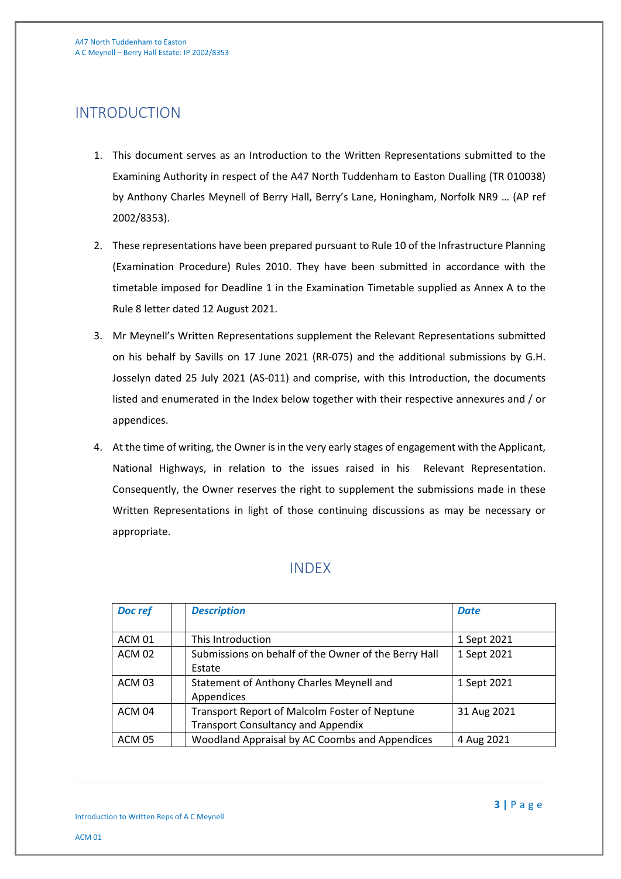# INTRODUCTION

1. This document serves as an Introduction to the Written Representations submitted to the Examining Authority in respect of the A47 North Tuddenham to Easton Dualling (TR 010038) by Anthony Charles Meynell of Berry Hall, Berry's Lane, Honingham, Norfolk NR9 … (AP ref 2002/8353).

2. These representations have been prepared pursuant to Rule 10 of the Infrastructure Planning (Examination Procedure) Rules 2010. They have been submitted in accordance with the timetable imposed for Deadline 1 in the Examination Timetable supplied as Annex A to the Rule 8 letter dated 12 August 2021.

3. Mr Meynell's Written Representations supplement the Relevant Representations submitted on his behalf by Savills on 17 June 2021 (RR-075) and the additional submissions by G.H. Josselyn dated 25 July 2021 (AS-011) and comprise, with this Introduction, the documents listed and enumerated in the Index below together with their respective annexures and / or appendices.

4. At the time of writing, the Owner is in the very early stages of engagement with the Applicant, National Highways, in relation to the issues raised in his Relevant Representation. Consequently, the Owner reserves the right to supplement the submissions made in these Written Representations in light of those continuing discussions as may be necessary or appropriate.

## INDEX

| ***Doc ref*** | | ***Description*** | ***Date*** |
|---|---|---|---|
| ACM 01 | | This Introduction | 1 Sept 2021 |
| ACM 02 | | Submissions on behalf of the Owner of the Berry Hall Estate | 1 Sept 2021 |
| ACM 03 | | Statement of Anthony Charles Meynell and Appendices | 1 Sept 2021 |
| ACM 04 | | Transport Report of Malcolm Foster of Neptune Transport Consultancy and Appendix | 31 Aug 2021 |
| ACM 05 | | Woodland Appraisal by AC Coombs and Appendices | 4 Aug 2021 |